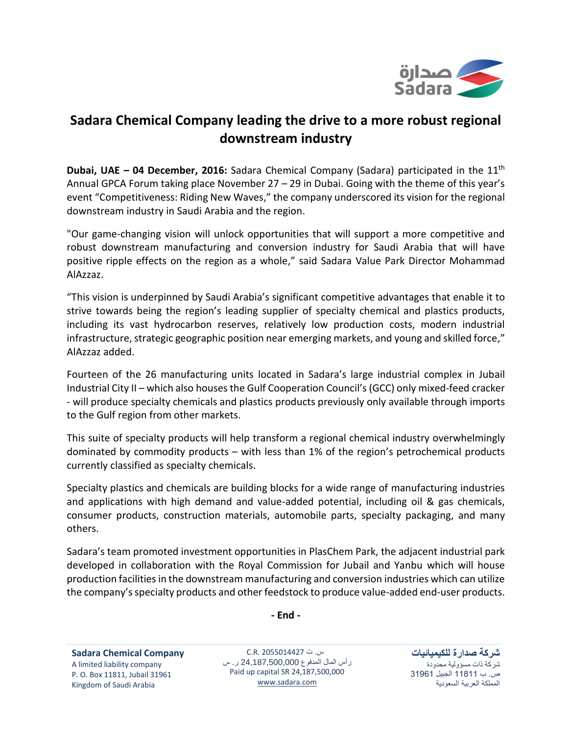# Sadara Chemical Company leading the drive to a more robust regional downstream industry

**Dubai, UAE – 04 December, 2016:** Sadara Chemical Company (Sadara) participated in the 11th Annual GPCA Forum taking place November 27 – 29 in Dubai. Going with the theme of this year's event "Competitiveness: Riding New Waves," the company underscored its vision for the regional downstream industry in Saudi Arabia and the region.

"Our game-changing vision will unlock opportunities that will support a more competitive and robust downstream manufacturing and conversion industry for Saudi Arabia that will have positive ripple effects on the region as a whole," said Sadara Value Park Director Mohammad AlAzzaz.

"This vision is underpinned by Saudi Arabia's significant competitive advantages that enable it to strive towards being the region's leading supplier of specialty chemical and plastics products, including its vast hydrocarbon reserves, relatively low production costs, modern industrial infrastructure, strategic geographic position near emerging markets, and young and skilled force," AlAzzaz added.

Fourteen of the 26 manufacturing units located in Sadara's large industrial complex in Jubail Industrial City II – which also houses the Gulf Cooperation Council's (GCC) only mixed-feed cracker - will produce specialty chemicals and plastics products previously only available through imports to the Gulf region from other markets.

This suite of specialty products will help transform a regional chemical industry overwhelmingly dominated by commodity products – with less than 1% of the region's petrochemical products currently classified as specialty chemicals.

Specialty plastics and chemicals are building blocks for a wide range of manufacturing industries and applications with high demand and value-added potential, including oil & gas chemicals, consumer products, construction materials, automobile parts, specialty packaging, and many others.

Sadara's team promoted investment opportunities in PlasChem Park, the adjacent industrial park developed in collaboration with the Royal Commission for Jubail and Yanbu which will house production facilities in the downstream manufacturing and conversion industries which can utilize the company's specialty products and other feedstock to produce value-added end-user products.

**- End -**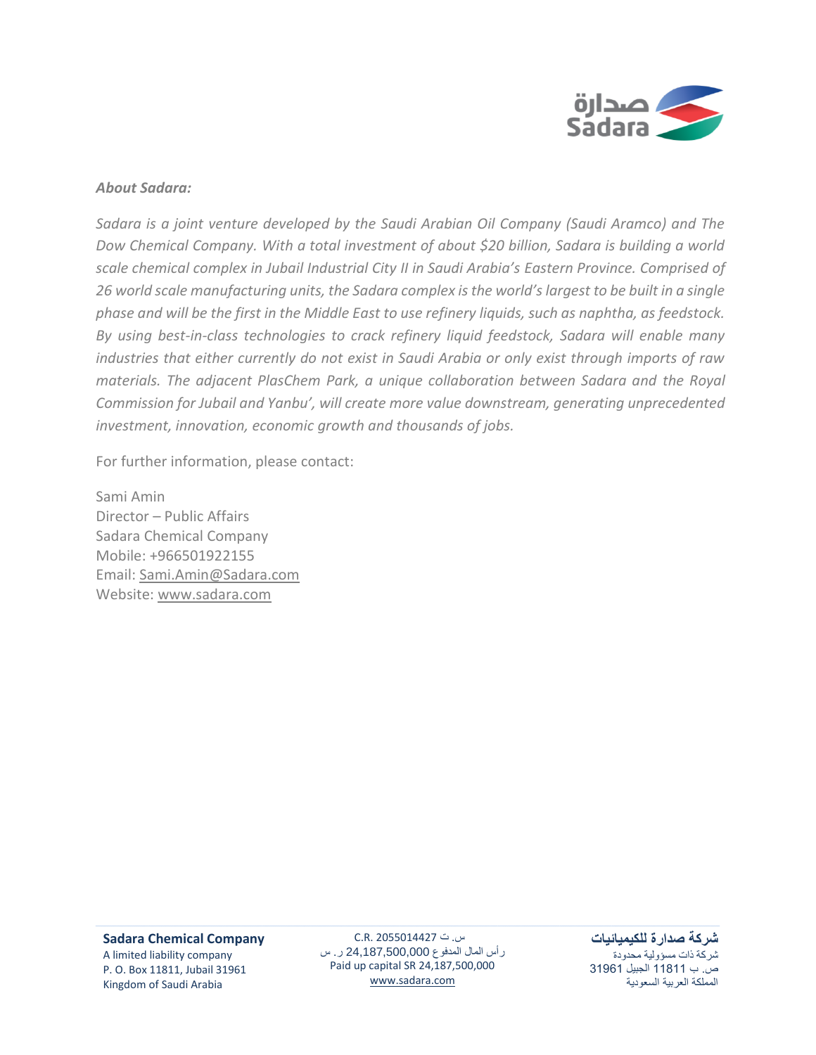***About Sadara:***

*Sadara is a joint venture developed by the Saudi Arabian Oil Company (Saudi Aramco) and The Dow Chemical Company. With a total investment of about $20 billion, Sadara is building a world scale chemical complex in Jubail Industrial City II in Saudi Arabia's Eastern Province. Comprised of 26 world scale manufacturing units, the Sadara complex is the world's largest to be built in a single phase and will be the first in the Middle East to use refinery liquids, such as naphtha, as feedstock. By using best-in-class technologies to crack refinery liquid feedstock, Sadara will enable many industries that either currently do not exist in Saudi Arabia or only exist through imports of raw materials. The adjacent PlasChem Park, a unique collaboration between Sadara and the Royal Commission for Jubail and Yanbu', will create more value downstream, generating unprecedented investment, innovation, economic growth and thousands of jobs.*

For further information, please contact:

Sami Amin
Director – Public Affairs
Sadara Chemical Company
Mobile: +966501922155
Email: Sami.Amin@Sadara.com
Website: www.sadara.com